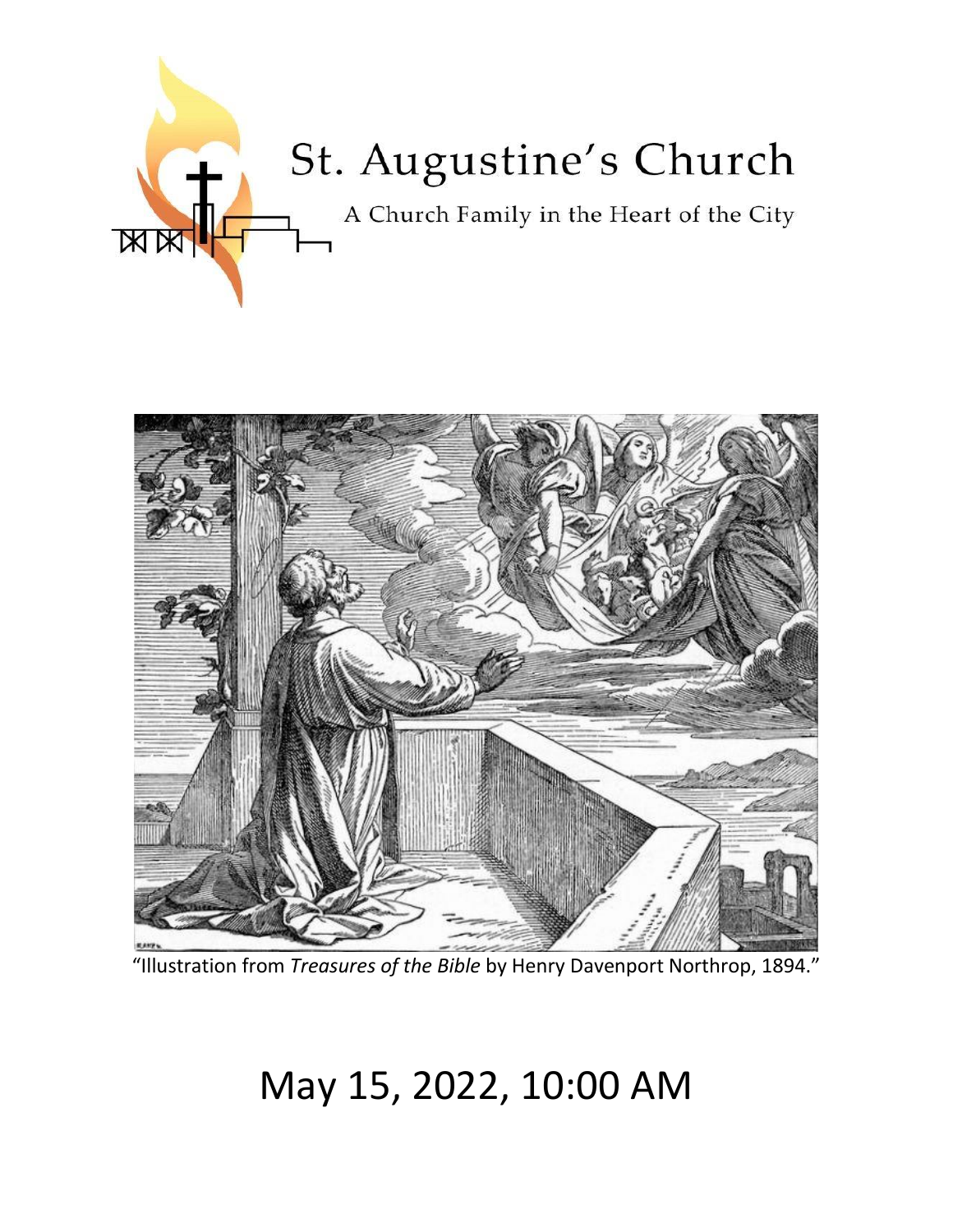# St. Augustine's Church

A Church Family in the Heart of the City

"Illustration from *Treasures of the Bible* by Henry Davenport Northrop, 1894."

# May 15, 2022, 10:00 AM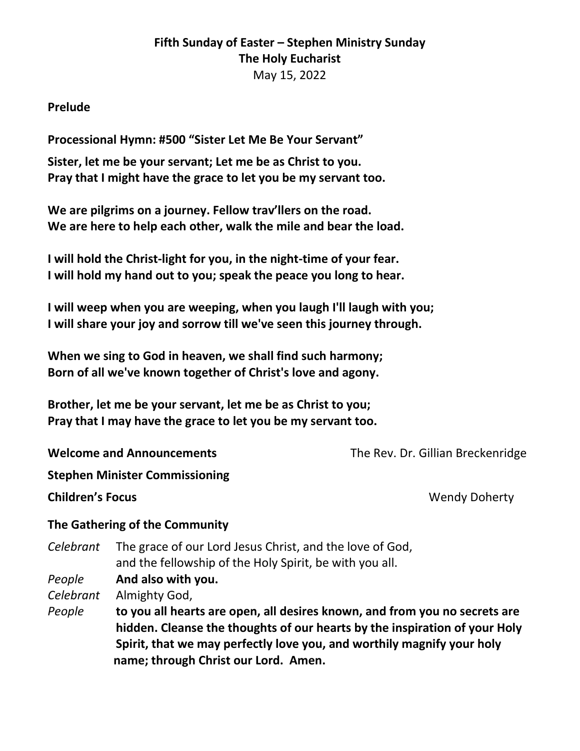**Fifth Sunday of Easter – Stephen Ministry Sunday**
**The Holy Eucharist**
May 15, 2022

**Prelude**

**Processional Hymn: #500 "Sister Let Me Be Your Servant"**

**Sister, let me be your servant; Let me be as Christ to you.**
**Pray that I might have the grace to let you be my servant too.**

**We are pilgrims on a journey. Fellow trav'llers on the road.**
**We are here to help each other, walk the mile and bear the load.**

**I will hold the Christ-light for you, in the night-time of your fear.**
**I will hold my hand out to you; speak the peace you long to hear.**

**I will weep when you are weeping, when you laugh I'll laugh with you;**
**I will share your joy and sorrow till we've seen this journey through.**

**When we sing to God in heaven, we shall find such harmony;**
**Born of all we've known together of Christ's love and agony.**

**Brother, let me be your servant, let me be as Christ to you;**
**Pray that I may have the grace to let you be my servant too.**

**Welcome and Announcements** — The Rev. Dr. Gillian Breckenridge

**Stephen Minister Commissioning**

**Children's Focus** — Wendy Doherty

**The Gathering of the Community**

*Celebrant* The grace of our Lord Jesus Christ, and the love of God, and the fellowship of the Holy Spirit, be with you all.

*People* **And also with you.**

*Celebrant* Almighty God,

*People* **to you all hearts are open, all desires known, and from you no secrets are hidden. Cleanse the thoughts of our hearts by the inspiration of your Holy Spirit, that we may perfectly love you, and worthily magnify your holy name; through Christ our Lord. Amen.**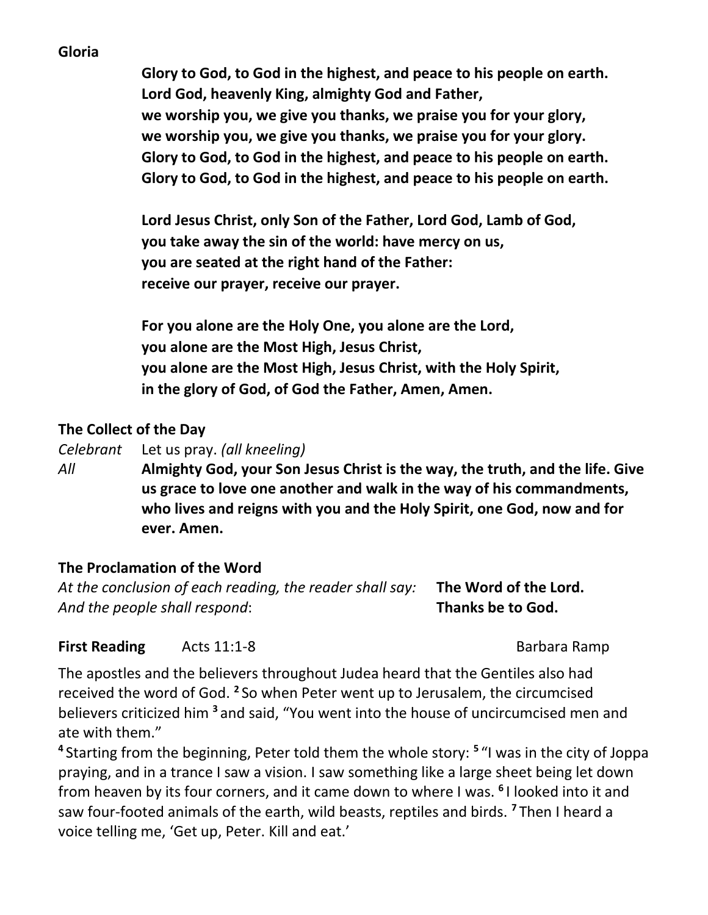**Gloria**

**Glory to God, to God in the highest, and peace to his people on earth.**
**Lord God, heavenly King, almighty God and Father,**
**we worship you, we give you thanks, we praise you for your glory,**
**we worship you, we give you thanks, we praise you for your glory.**
**Glory to God, to God in the highest, and peace to his people on earth.**
**Glory to God, to God in the highest, and peace to his people on earth.**

**Lord Jesus Christ, only Son of the Father, Lord God, Lamb of God,**
**you take away the sin of the world: have mercy on us,**
**you are seated at the right hand of the Father:**
**receive our prayer, receive our prayer.**

**For you alone are the Holy One, you alone are the Lord,**
**you alone are the Most High, Jesus Christ,**
**you alone are the Most High, Jesus Christ, with the Holy Spirit,**
**in the glory of God, of God the Father, Amen, Amen.**

**The Collect of the Day**

*Celebrant* Let us pray. *(all kneeling)*

*All* **Almighty God, your Son Jesus Christ is the way, the truth, and the life. Give us grace to love one another and walk in the way of his commandments, who lives and reigns with you and the Holy Spirit, one God, now and for ever. Amen.**

**The Proclamation of the Word**

*At the conclusion of each reading, the reader shall say:* **The Word of the Lord.**
*And the people shall respond*: **Thanks be to God.**

**First Reading** Acts 11:1-8 Barbara Ramp

The apostles and the believers throughout Judea heard that the Gentiles also had received the word of God. **2** So when Peter went up to Jerusalem, the circumcised believers criticized him **3** and said, "You went into the house of uncircumcised men and ate with them."

**4** Starting from the beginning, Peter told them the whole story: **5** "I was in the city of Joppa praying, and in a trance I saw a vision. I saw something like a large sheet being let down from heaven by its four corners, and it came down to where I was. **6** I looked into it and saw four-footed animals of the earth, wild beasts, reptiles and birds. **7** Then I heard a voice telling me, 'Get up, Peter. Kill and eat.'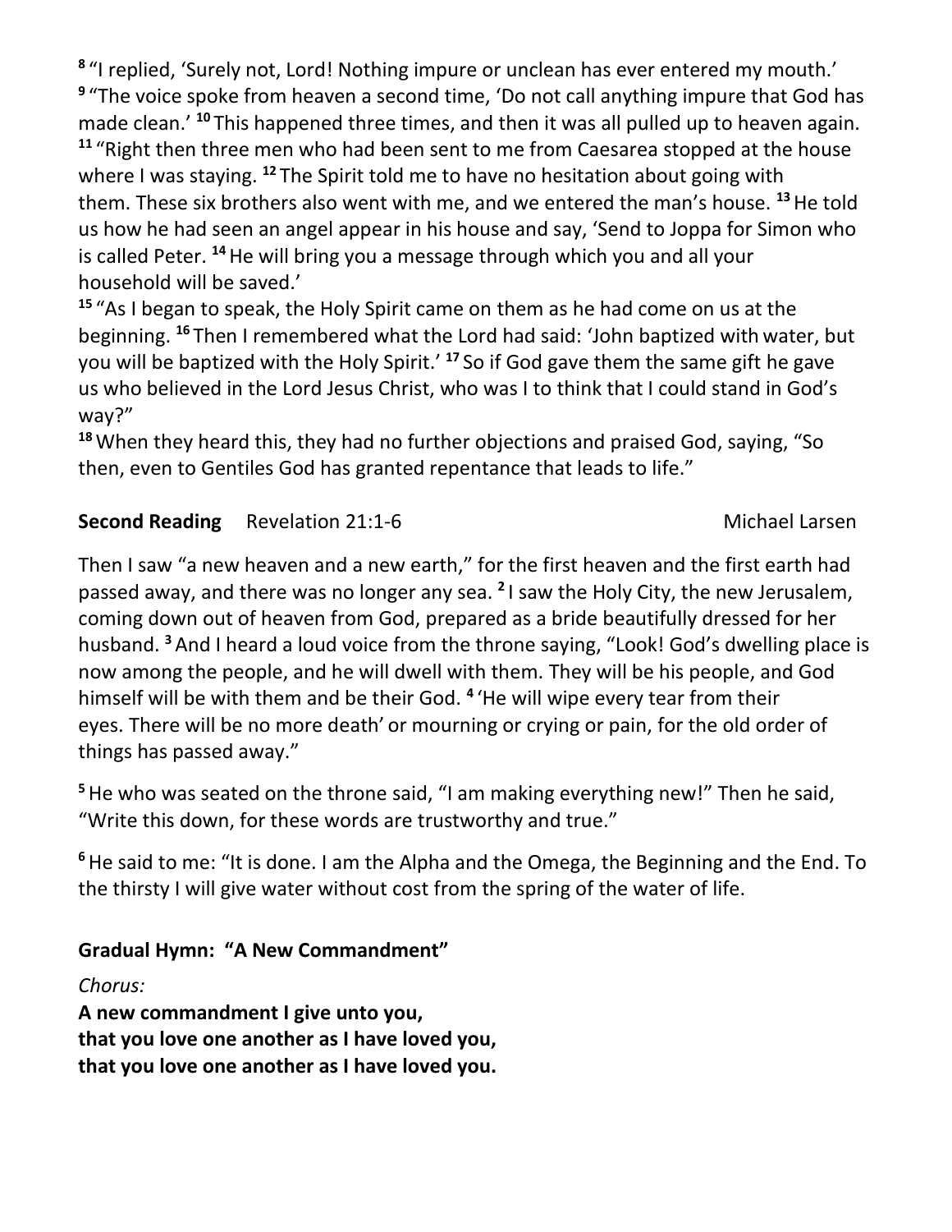[8] "I replied, 'Surely not, Lord! Nothing impure or unclean has ever entered my mouth.' [9] "The voice spoke from heaven a second time, 'Do not call anything impure that God has made clean.' [10] This happened three times, and then it was all pulled up to heaven again. [11] "Right then three men who had been sent to me from Caesarea stopped at the house where I was staying. [12] The Spirit told me to have no hesitation about going with them. These six brothers also went with me, and we entered the man's house. [13] He told us how he had seen an angel appear in his house and say, 'Send to Joppa for Simon who is called Peter. [14] He will bring you a message through which you and all your household will be saved.'

[15] "As I began to speak, the Holy Spirit came on them as he had come on us at the beginning. [16] Then I remembered what the Lord had said: 'John baptized with water, but you will be baptized with the Holy Spirit.' [17] So if God gave them the same gift he gave us who believed in the Lord Jesus Christ, who was I to think that I could stand in God's way?"

[18] When they heard this, they had no further objections and praised God, saying, "So then, even to Gentiles God has granted repentance that leads to life."

**Second Reading** Revelation 21:1-6 Michael Larsen

Then I saw "a new heaven and a new earth," for the first heaven and the first earth had passed away, and there was no longer any sea. [2] I saw the Holy City, the new Jerusalem, coming down out of heaven from God, prepared as a bride beautifully dressed for her husband. [3] And I heard a loud voice from the throne saying, "Look! God's dwelling place is now among the people, and he will dwell with them. They will be his people, and God himself will be with them and be their God. [4] 'He will wipe every tear from their eyes. There will be no more death' or mourning or crying or pain, for the old order of things has passed away."

[5] He who was seated on the throne said, "I am making everything new!" Then he said, "Write this down, for these words are trustworthy and true."

[6] He said to me: "It is done. I am the Alpha and the Omega, the Beginning and the End. To the thirsty I will give water without cost from the spring of the water of life.

**Gradual Hymn: "A New Commandment"**

*Chorus:*

**A new commandment I give unto you,**
**that you love one another as I have loved you,**
**that you love one another as I have loved you.**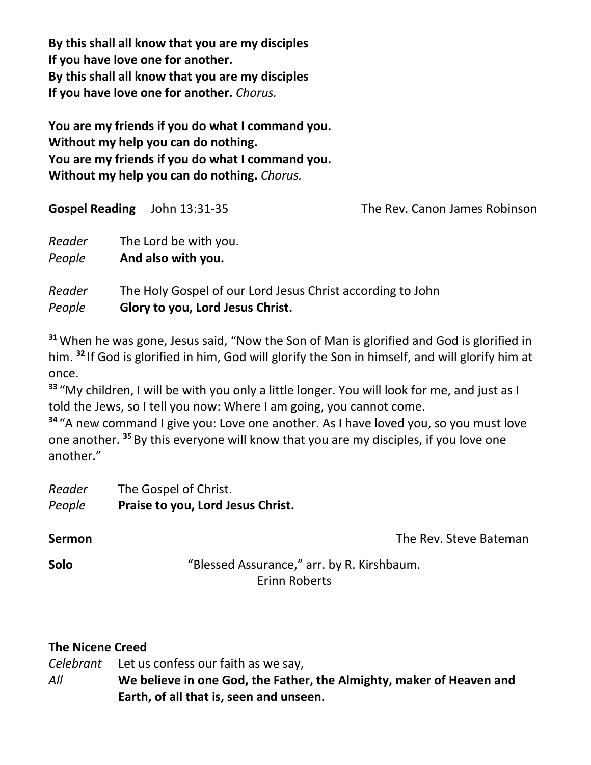**By this shall all know that you are my disciples**
**If you have love one for another.**
**By this shall all know that you are my disciples**
**If you have love one for another.** *Chorus.*

**You are my friends if you do what I command you.**
**Without my help you can do nothing.**
**You are my friends if you do what I command you.**
**Without my help you can do nothing.** *Chorus.*

**Gospel Reading** John 13:31-35 The Rev. Canon James Robinson

*Reader* The Lord be with you.
*People* **And also with you.**

*Reader* The Holy Gospel of our Lord Jesus Christ according to John
*People* **Glory to you, Lord Jesus Christ.**

**31** When he was gone, Jesus said, "Now the Son of Man is glorified and God is glorified in him. **32** If God is glorified in him, God will glorify the Son in himself, and will glorify him at once.
**33** "My children, I will be with you only a little longer. You will look for me, and just as I told the Jews, so I tell you now: Where I am going, you cannot come.
**34** "A new command I give you: Love one another. As I have loved you, so you must love one another. **35** By this everyone will know that you are my disciples, if you love one another."

*Reader* The Gospel of Christ.
*People* **Praise to you, Lord Jesus Christ.**

**Sermon** The Rev. Steve Bateman

**Solo** "Blessed Assurance," arr. by R. Kirshbaum.
Erinn Roberts

**The Nicene Creed**

*Celebrant* Let us confess our faith as we say,
*All* **We believe in one God, the Father, the Almighty, maker of Heaven and Earth, of all that is, seen and unseen.**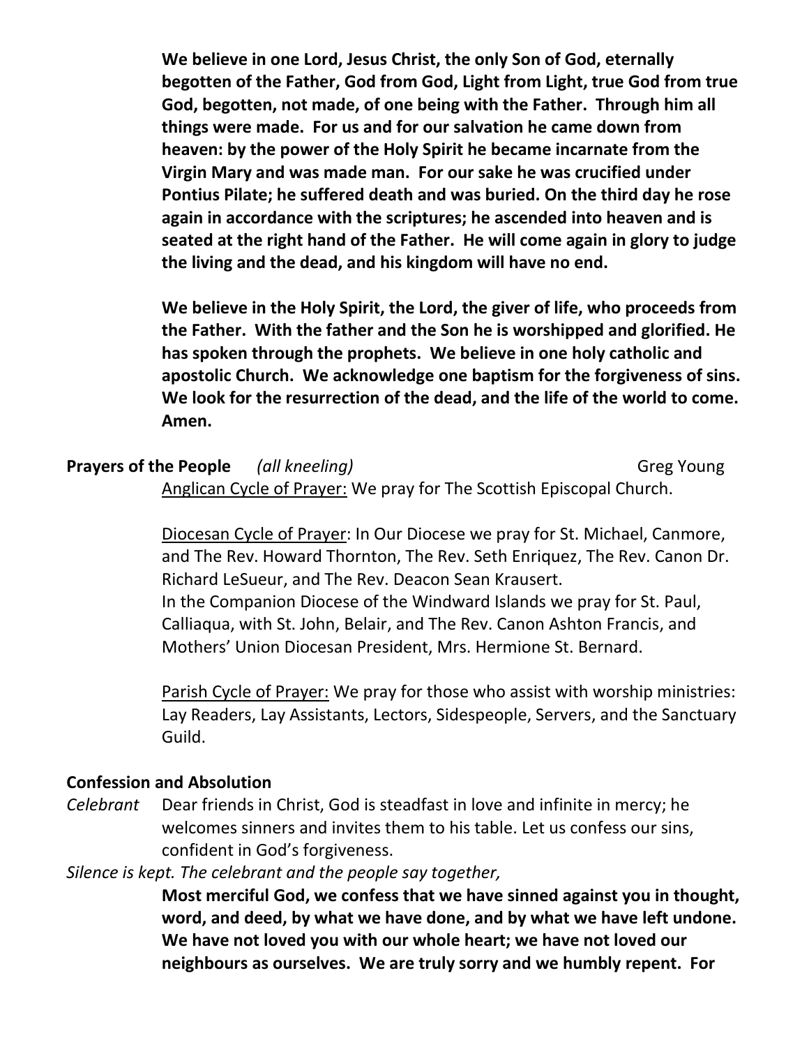**We believe in one Lord, Jesus Christ, the only Son of God, eternally begotten of the Father, God from God, Light from Light, true God from true God, begotten, not made, of one being with the Father. Through him all things were made. For us and for our salvation he came down from heaven: by the power of the Holy Spirit he became incarnate from the Virgin Mary and was made man. For our sake he was crucified under Pontius Pilate; he suffered death and was buried. On the third day he rose again in accordance with the scriptures; he ascended into heaven and is seated at the right hand of the Father. He will come again in glory to judge the living and the dead, and his kingdom will have no end.**

**We believe in the Holy Spirit, the Lord, the giver of life, who proceeds from the Father. With the father and the Son he is worshipped and glorified. He has spoken through the prophets. We believe in one holy catholic and apostolic Church. We acknowledge one baptism for the forgiveness of sins. We look for the resurrection of the dead, and the life of the world to come. Amen.**

**Prayers of the People** *(all kneeling)* Greg Young

Anglican Cycle of Prayer: We pray for The Scottish Episcopal Church.

Diocesan Cycle of Prayer: In Our Diocese we pray for St. Michael, Canmore, and The Rev. Howard Thornton, The Rev. Seth Enriquez, The Rev. Canon Dr. Richard LeSueur, and The Rev. Deacon Sean Krausert.
In the Companion Diocese of the Windward Islands we pray for St. Paul, Calliaqua, with St. John, Belair, and The Rev. Canon Ashton Francis, and Mothers' Union Diocesan President, Mrs. Hermione St. Bernard.

Parish Cycle of Prayer: We pray for those who assist with worship ministries: Lay Readers, Lay Assistants, Lectors, Sidespeople, Servers, and the Sanctuary Guild.

**Confession and Absolution**

*Celebrant* Dear friends in Christ, God is steadfast in love and infinite in mercy; he welcomes sinners and invites them to his table. Let us confess our sins, confident in God's forgiveness.

*Silence is kept. The celebrant and the people say together,*

**Most merciful God, we confess that we have sinned against you in thought, word, and deed, by what we have done, and by what we have left undone. We have not loved you with our whole heart; we have not loved our neighbours as ourselves. We are truly sorry and we humbly repent. For**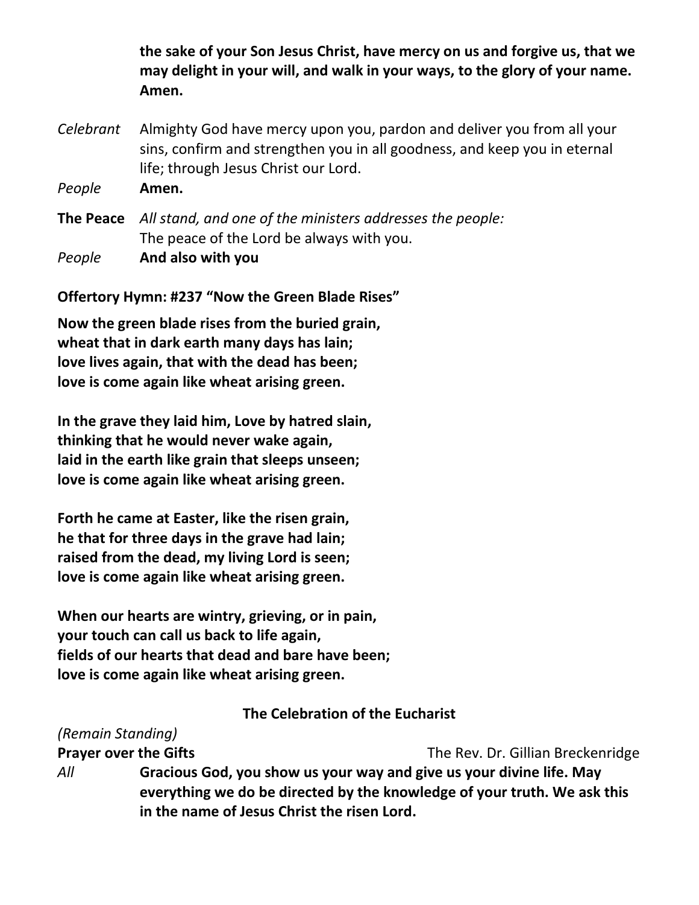**the sake of your Son Jesus Christ, have mercy on us and forgive us, that we may delight in your will, and walk in your ways, to the glory of your name. Amen.**

*Celebrant* Almighty God have mercy upon you, pardon and deliver you from all your sins, confirm and strengthen you in all goodness, and keep you in eternal life; through Jesus Christ our Lord.

*People* **Amen.**

**The Peace** *All stand, and one of the ministers addresses the people:*
The peace of the Lord be always with you.

*People* **And also with you**

**Offertory Hymn: #237 "Now the Green Blade Rises"**

**Now the green blade rises from the buried grain,**
**wheat that in dark earth many days has lain;**
**love lives again, that with the dead has been;**
**love is come again like wheat arising green.**

**In the grave they laid him, Love by hatred slain,**
**thinking that he would never wake again,**
**laid in the earth like grain that sleeps unseen;**
**love is come again like wheat arising green.**

**Forth he came at Easter, like the risen grain,**
**he that for three days in the grave had lain;**
**raised from the dead, my living Lord is seen;**
**love is come again like wheat arising green.**

**When our hearts are wintry, grieving, or in pain,**
**your touch can call us back to life again,**
**fields of our hearts that dead and bare have been;**
**love is come again like wheat arising green.**

## The Celebration of the Eucharist

*(Remain Standing)*

**Prayer over the Gifts** The Rev. Dr. Gillian Breckenridge

*All* **Gracious God, you show us your way and give us your divine life. May everything we do be directed by the knowledge of your truth. We ask this in the name of Jesus Christ the risen Lord.**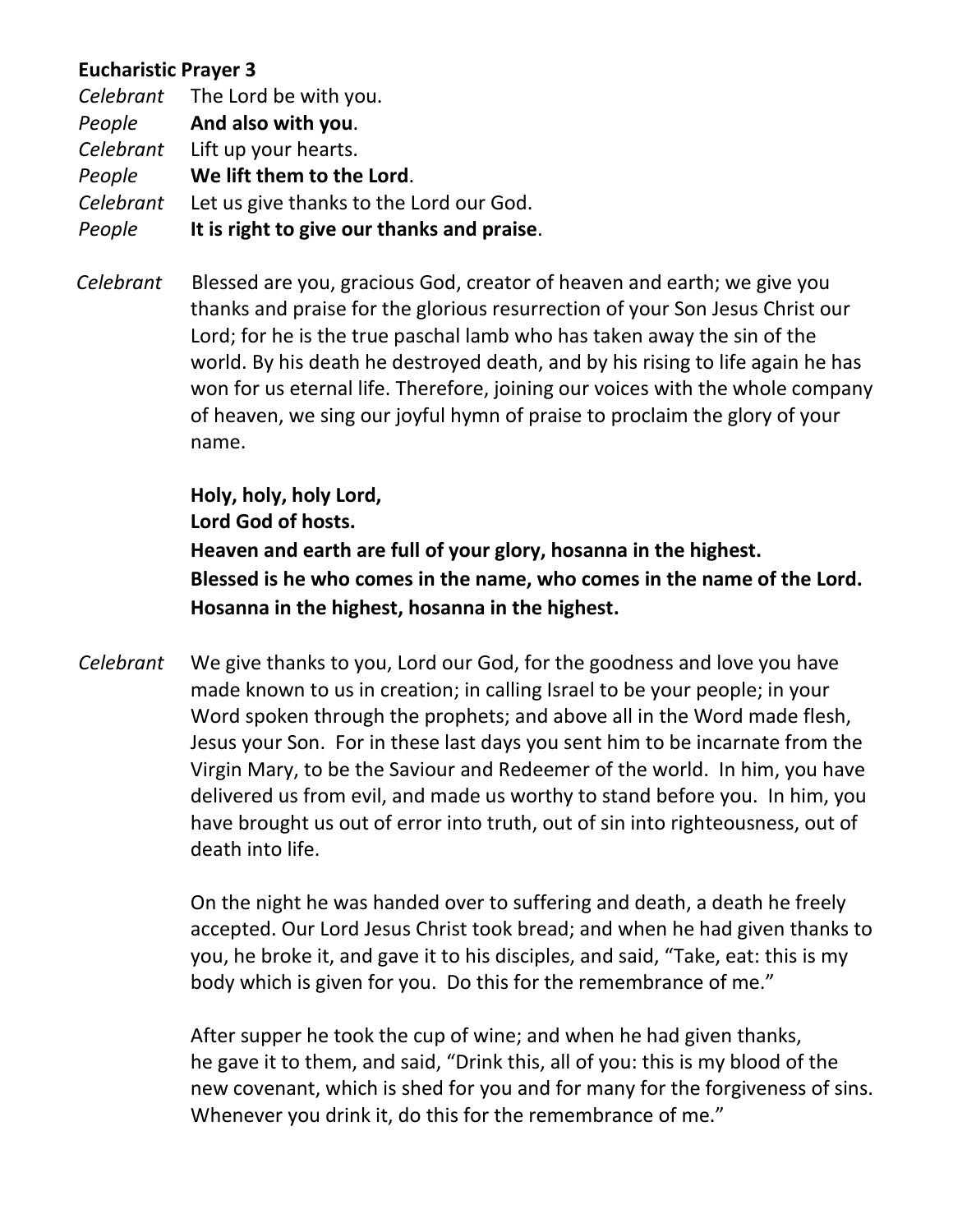**Eucharistic Prayer 3**

*Celebrant* The Lord be with you.
*People* **And also with you**.
*Celebrant* Lift up your hearts.
*People* **We lift them to the Lord**.
*Celebrant* Let us give thanks to the Lord our God.
*People* **It is right to give our thanks and praise**.

*Celebrant* Blessed are you, gracious God, creator of heaven and earth; we give you thanks and praise for the glorious resurrection of your Son Jesus Christ our Lord; for he is the true paschal lamb who has taken away the sin of the world. By his death he destroyed death, and by his rising to life again he has won for us eternal life. Therefore, joining our voices with the whole company of heaven, we sing our joyful hymn of praise to proclaim the glory of your name.

**Holy, holy, holy Lord,**
**Lord God of hosts.**
**Heaven and earth are full of your glory, hosanna in the highest.**
**Blessed is he who comes in the name, who comes in the name of the Lord.**
**Hosanna in the highest, hosanna in the highest.**

*Celebrant* We give thanks to you, Lord our God, for the goodness and love you have made known to us in creation; in calling Israel to be your people; in your Word spoken through the prophets; and above all in the Word made flesh, Jesus your Son. For in these last days you sent him to be incarnate from the Virgin Mary, to be the Saviour and Redeemer of the world. In him, you have delivered us from evil, and made us worthy to stand before you. In him, you have brought us out of error into truth, out of sin into righteousness, out of death into life.

On the night he was handed over to suffering and death, a death he freely accepted. Our Lord Jesus Christ took bread; and when he had given thanks to you, he broke it, and gave it to his disciples, and said, "Take, eat: this is my body which is given for you. Do this for the remembrance of me."

After supper he took the cup of wine; and when he had given thanks, he gave it to them, and said, "Drink this, all of you: this is my blood of the new covenant, which is shed for you and for many for the forgiveness of sins. Whenever you drink it, do this for the remembrance of me."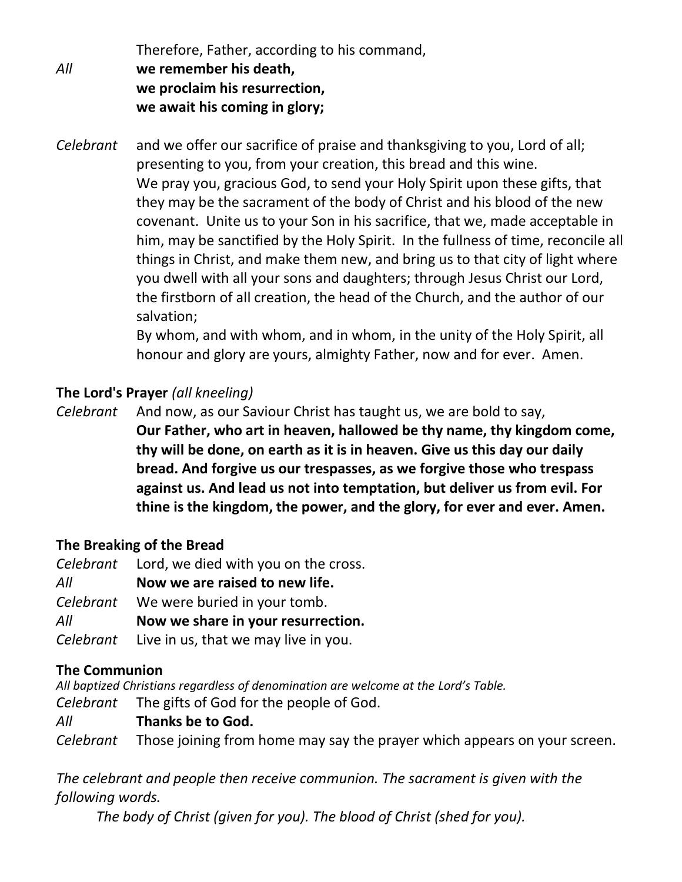Therefore, Father, according to his command,

*All* **we remember his death,**
**we proclaim his resurrection,**
**we await his coming in glory;**

*Celebrant* and we offer our sacrifice of praise and thanksgiving to you, Lord of all; presenting to you, from your creation, this bread and this wine.
We pray you, gracious God, to send your Holy Spirit upon these gifts, that they may be the sacrament of the body of Christ and his blood of the new covenant. Unite us to your Son in his sacrifice, that we, made acceptable in him, may be sanctified by the Holy Spirit. In the fullness of time, reconcile all things in Christ, and make them new, and bring us to that city of light where you dwell with all your sons and daughters; through Jesus Christ our Lord, the firstborn of all creation, the head of the Church, and the author of our salvation;
By whom, and with whom, and in whom, in the unity of the Holy Spirit, all honour and glory are yours, almighty Father, now and for ever. Amen.

**The Lord's Prayer** *(all kneeling)*

*Celebrant* And now, as our Saviour Christ has taught us, we are bold to say,
**Our Father, who art in heaven, hallowed be thy name, thy kingdom come, thy will be done, on earth as it is in heaven. Give us this day our daily bread. And forgive us our trespasses, as we forgive those who trespass against us. And lead us not into temptation, but deliver us from evil. For thine is the kingdom, the power, and the glory, for ever and ever. Amen.**

**The Breaking of the Bread**

*Celebrant* Lord, we died with you on the cross.
*All* **Now we are raised to new life.**
*Celebrant* We were buried in your tomb.
*All* **Now we share in your resurrection.**
*Celebrant* Live in us, that we may live in you.

**The Communion**

*All baptized Christians regardless of denomination are welcome at the Lord's Table.*

*Celebrant* The gifts of God for the people of God.
*All* **Thanks be to God.**
*Celebrant* Those joining from home may say the prayer which appears on your screen.

*The celebrant and people then receive communion. The sacrament is given with the following words.*

*The body of Christ (given for you). The blood of Christ (shed for you).*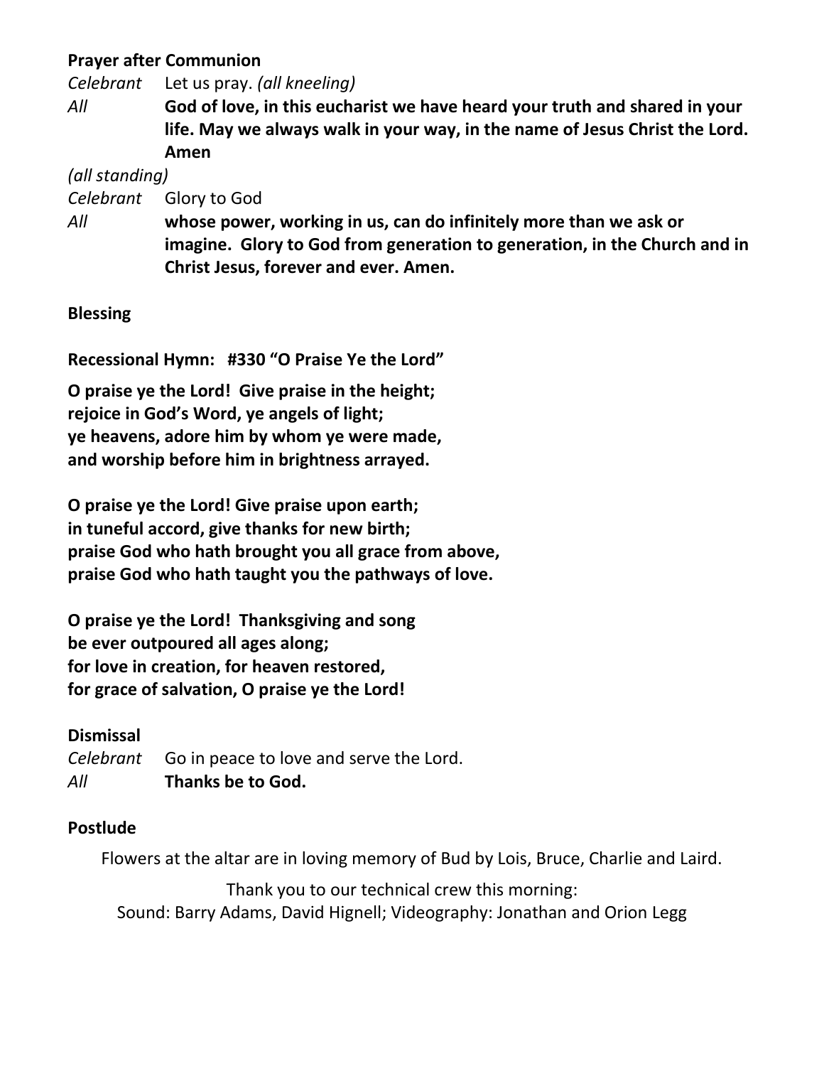**Prayer after Communion**

*Celebrant* Let us pray. *(all kneeling)*

*All* **God of love, in this eucharist we have heard your truth and shared in your life. May we always walk in your way, in the name of Jesus Christ the Lord. Amen**

*(all standing)*

*Celebrant* Glory to God

*All* **whose power, working in us, can do infinitely more than we ask or imagine. Glory to God from generation to generation, in the Church and in Christ Jesus, forever and ever. Amen.**

**Blessing**

**Recessional Hymn: #330 "O Praise Ye the Lord"**

**O praise ye the Lord! Give praise in the height;
rejoice in God's Word, ye angels of light;
ye heavens, adore him by whom ye were made,
and worship before him in brightness arrayed.**

**O praise ye the Lord! Give praise upon earth;
in tuneful accord, give thanks for new birth;
praise God who hath brought you all grace from above,
praise God who hath taught you the pathways of love.**

**O praise ye the Lord! Thanksgiving and song
be ever outpoured all ages along;
for love in creation, for heaven restored,
for grace of salvation, O praise ye the Lord!**

**Dismissal**

*Celebrant* Go in peace to love and serve the Lord.

*All* **Thanks be to God.**

**Postlude**

Flowers at the altar are in loving memory of Bud by Lois, Bruce, Charlie and Laird.

Thank you to our technical crew this morning:
Sound: Barry Adams, David Hignell; Videography: Jonathan and Orion Legg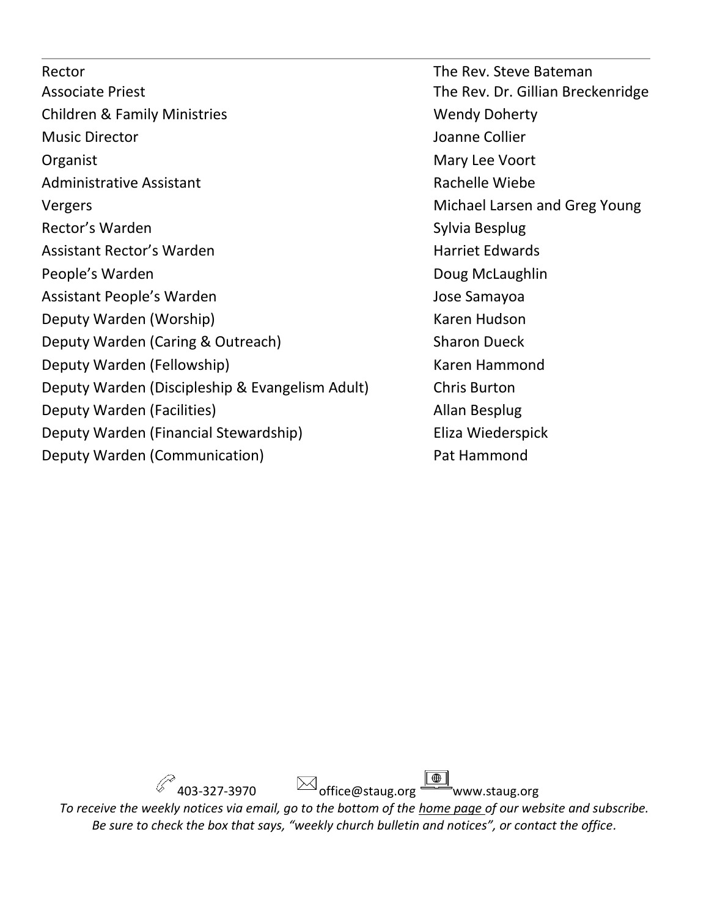| | |
|---|---|
| Rector | The Rev. Steve Bateman |
| Associate Priest | The Rev. Dr. Gillian Breckenridge |
| Children & Family Ministries | Wendy Doherty |
| Music Director | Joanne Collier |
| Organist | Mary Lee Voort |
| Administrative Assistant | Rachelle Wiebe |
| Vergers | Michael Larsen and Greg Young |
| Rector's Warden | Sylvia Besplug |
| Assistant Rector's Warden | Harriet Edwards |
| People's Warden | Doug McLaughlin |
| Assistant People's Warden | Jose Samayoa |
| Deputy Warden (Worship) | Karen Hudson |
| Deputy Warden (Caring & Outreach) | Sharon Dueck |
| Deputy Warden (Fellowship) | Karen Hammond |
| Deputy Warden (Discipleship & Evangelism Adult) | Chris Burton |
| Deputy Warden (Facilities) | Allan Besplug |
| Deputy Warden (Financial Stewardship) | Eliza Wiederspick |
| Deputy Warden (Communication) | Pat Hammond |

403-327-3970 office@staug.org www.staug.org

*To receive the weekly notices via email, go to the bottom of the home page of our website and subscribe. Be sure to check the box that says, "weekly church bulletin and notices", or contact the office.*